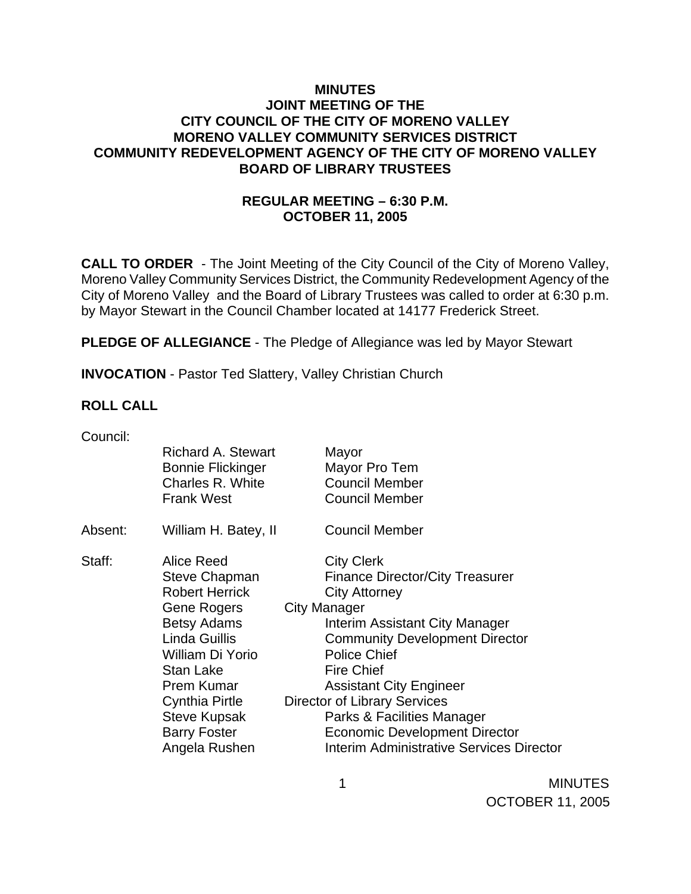# MINUTES
## JOINT MEETING OF THE
## CITY COUNCIL OF THE CITY OF MORENO VALLEY
## MORENO VALLEY COMMUNITY SERVICES DISTRICT
## COMMUNITY REDEVELOPMENT AGENCY OF THE CITY OF MORENO VALLEY
## BOARD OF LIBRARY TRUSTEES

### REGULAR MEETING – 6:30 P.M.
### OCTOBER 11, 2005

**CALL TO ORDER** - The Joint Meeting of the City Council of the City of Moreno Valley, Moreno Valley Community Services District, the Community Redevelopment Agency of the City of Moreno Valley and the Board of Library Trustees was called to order at 6:30 p.m. by Mayor Stewart in the Council Chamber located at 14177 Frederick Street.

**PLEDGE OF ALLEGIANCE** - The Pledge of Allegiance was led by Mayor Stewart

**INVOCATION** - Pastor Ted Slattery, Valley Christian Church

**ROLL CALL**

Council:

| | | |
|---|---|---|
| | Richard A. Stewart | Mayor |
| | Bonnie Flickinger | Mayor Pro Tem |
| | Charles R. White | Council Member |
| | Frank West | Council Member |
| Absent: | William H. Batey, II | Council Member |
| Staff: | Alice Reed | City Clerk |
| | Steve Chapman | Finance Director/City Treasurer |
| | Robert Herrick | City Attorney |
| | Gene Rogers | City Manager |
| | Betsy Adams | Interim Assistant City Manager |
| | Linda Guillis | Community Development Director |
| | William Di Yorio | Police Chief |
| | Stan Lake | Fire Chief |
| | Prem Kumar | Assistant City Engineer |
| | Cynthia Pirtle | Director of Library Services |
| | Steve Kupsak | Parks & Facilities Manager |
| | Barry Foster | Economic Development Director |
| | Angela Rushen | Interim Administrative Services Director |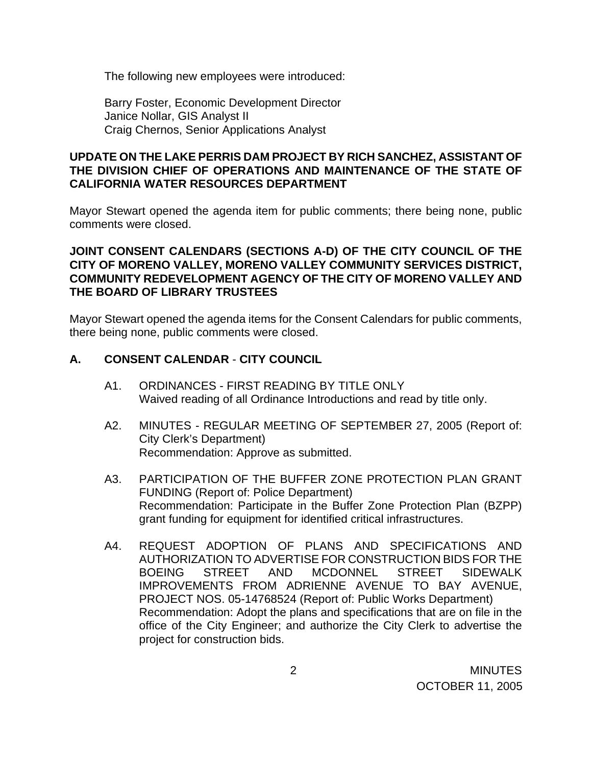The following new employees were introduced:

Barry Foster, Economic Development Director
Janice Nollar, GIS Analyst II
Craig Chernos, Senior Applications Analyst

**UPDATE ON THE LAKE PERRIS DAM PROJECT BY RICH SANCHEZ, ASSISTANT OF THE DIVISION CHIEF OF OPERATIONS AND MAINTENANCE OF THE STATE OF CALIFORNIA WATER RESOURCES DEPARTMENT**

Mayor Stewart opened the agenda item for public comments; there being none, public comments were closed.

**JOINT CONSENT CALENDARS (SECTIONS A-D) OF THE CITY COUNCIL OF THE CITY OF MORENO VALLEY, MORENO VALLEY COMMUNITY SERVICES DISTRICT, COMMUNITY REDEVELOPMENT AGENCY OF THE CITY OF MORENO VALLEY AND THE BOARD OF LIBRARY TRUSTEES**

Mayor Stewart opened the agenda items for the Consent Calendars for public comments, there being none, public comments were closed.

## A. CONSENT CALENDAR - CITY COUNCIL

A1. ORDINANCES - FIRST READING BY TITLE ONLY
Waived reading of all Ordinance Introductions and read by title only.

A2. MINUTES - REGULAR MEETING OF SEPTEMBER 27, 2005 (Report of: City Clerk's Department)
Recommendation: Approve as submitted.

A3. PARTICIPATION OF THE BUFFER ZONE PROTECTION PLAN GRANT FUNDING (Report of: Police Department)
Recommendation: Participate in the Buffer Zone Protection Plan (BZPP) grant funding for equipment for identified critical infrastructures.

A4. REQUEST ADOPTION OF PLANS AND SPECIFICATIONS AND AUTHORIZATION TO ADVERTISE FOR CONSTRUCTION BIDS FOR THE BOEING STREET AND MCDONNEL STREET SIDEWALK IMPROVEMENTS FROM ADRIENNE AVENUE TO BAY AVENUE, PROJECT NOS. 05-14768524 (Report of: Public Works Department)
Recommendation: Adopt the plans and specifications that are on file in the office of the City Engineer; and authorize the City Clerk to advertise the project for construction bids.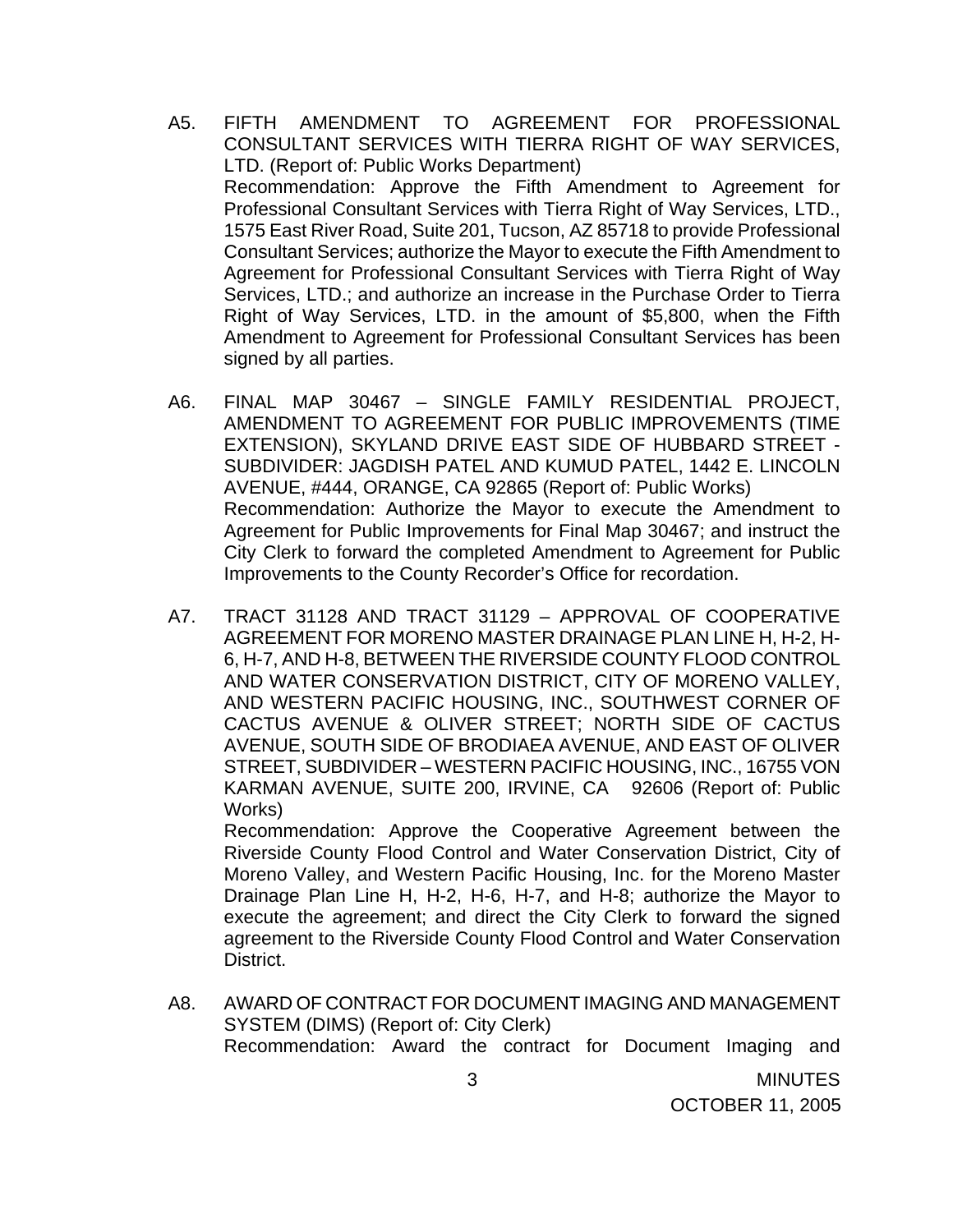A5. FIFTH AMENDMENT TO AGREEMENT FOR PROFESSIONAL CONSULTANT SERVICES WITH TIERRA RIGHT OF WAY SERVICES, LTD. (Report of: Public Works Department)
Recommendation: Approve the Fifth Amendment to Agreement for Professional Consultant Services with Tierra Right of Way Services, LTD., 1575 East River Road, Suite 201, Tucson, AZ 85718 to provide Professional Consultant Services; authorize the Mayor to execute the Fifth Amendment to Agreement for Professional Consultant Services with Tierra Right of Way Services, LTD.; and authorize an increase in the Purchase Order to Tierra Right of Way Services, LTD. in the amount of $5,800, when the Fifth Amendment to Agreement for Professional Consultant Services has been signed by all parties.

A6. FINAL MAP 30467 – SINGLE FAMILY RESIDENTIAL PROJECT, AMENDMENT TO AGREEMENT FOR PUBLIC IMPROVEMENTS (TIME EXTENSION), SKYLAND DRIVE EAST SIDE OF HUBBARD STREET - SUBDIVIDER: JAGDISH PATEL AND KUMUD PATEL, 1442 E. LINCOLN AVENUE, #444, ORANGE, CA 92865 (Report of: Public Works)
Recommendation: Authorize the Mayor to execute the Amendment to Agreement for Public Improvements for Final Map 30467; and instruct the City Clerk to forward the completed Amendment to Agreement for Public Improvements to the County Recorder's Office for recordation.

A7. TRACT 31128 AND TRACT 31129 – APPROVAL OF COOPERATIVE AGREEMENT FOR MORENO MASTER DRAINAGE PLAN LINE H, H-2, H-6, H-7, AND H-8, BETWEEN THE RIVERSIDE COUNTY FLOOD CONTROL AND WATER CONSERVATION DISTRICT, CITY OF MORENO VALLEY, AND WESTERN PACIFIC HOUSING, INC., SOUTHWEST CORNER OF CACTUS AVENUE & OLIVER STREET; NORTH SIDE OF CACTUS AVENUE, SOUTH SIDE OF BRODIAEA AVENUE, AND EAST OF OLIVER STREET, SUBDIVIDER – WESTERN PACIFIC HOUSING, INC., 16755 VON KARMAN AVENUE, SUITE 200, IRVINE, CA 92606 (Report of: Public Works)
Recommendation: Approve the Cooperative Agreement between the Riverside County Flood Control and Water Conservation District, City of Moreno Valley, and Western Pacific Housing, Inc. for the Moreno Master Drainage Plan Line H, H-2, H-6, H-7, and H-8; authorize the Mayor to execute the agreement; and direct the City Clerk to forward the signed agreement to the Riverside County Flood Control and Water Conservation District.

A8. AWARD OF CONTRACT FOR DOCUMENT IMAGING AND MANAGEMENT SYSTEM (DIMS) (Report of: City Clerk)
Recommendation: Award the contract for Document Imaging and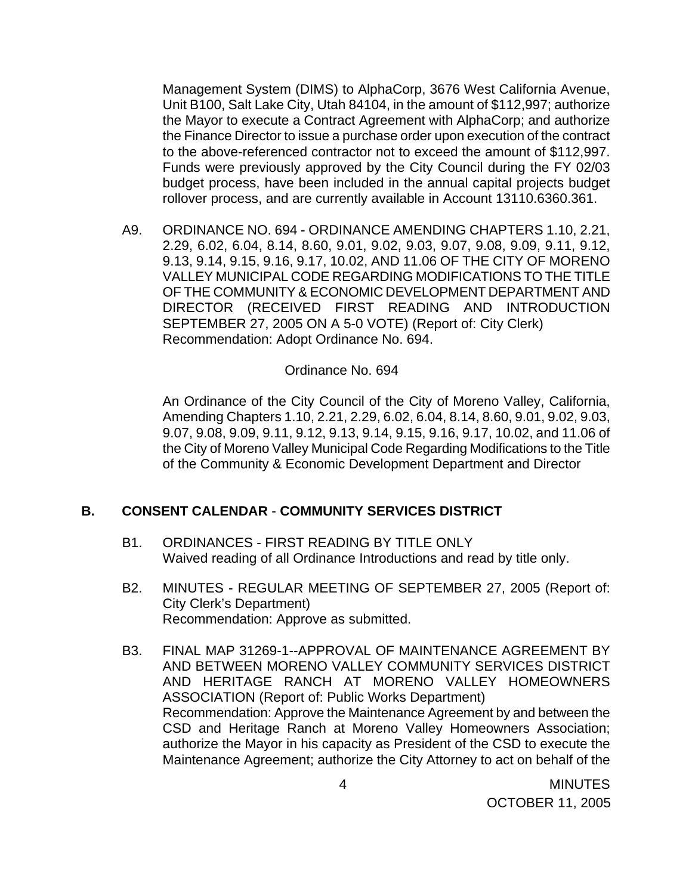Management System (DIMS) to AlphaCorp, 3676 West California Avenue, Unit B100, Salt Lake City, Utah 84104, in the amount of $112,997; authorize the Mayor to execute a Contract Agreement with AlphaCorp; and authorize the Finance Director to issue a purchase order upon execution of the contract to the above-referenced contractor not to exceed the amount of $112,997. Funds were previously approved by the City Council during the FY 02/03 budget process, have been included in the annual capital projects budget rollover process, and are currently available in Account 13110.6360.361.

A9. ORDINANCE NO. 694 - ORDINANCE AMENDING CHAPTERS 1.10, 2.21, 2.29, 6.02, 6.04, 8.14, 8.60, 9.01, 9.02, 9.03, 9.07, 9.08, 9.09, 9.11, 9.12, 9.13, 9.14, 9.15, 9.16, 9.17, 10.02, AND 11.06 OF THE CITY OF MORENO VALLEY MUNICIPAL CODE REGARDING MODIFICATIONS TO THE TITLE OF THE COMMUNITY & ECONOMIC DEVELOPMENT DEPARTMENT AND DIRECTOR (RECEIVED FIRST READING AND INTRODUCTION SEPTEMBER 27, 2005 ON A 5-0 VOTE) (Report of: City Clerk)
Recommendation: Adopt Ordinance No. 694.

Ordinance No. 694

An Ordinance of the City Council of the City of Moreno Valley, California, Amending Chapters 1.10, 2.21, 2.29, 6.02, 6.04, 8.14, 8.60, 9.01, 9.02, 9.03, 9.07, 9.08, 9.09, 9.11, 9.12, 9.13, 9.14, 9.15, 9.16, 9.17, 10.02, and 11.06 of the City of Moreno Valley Municipal Code Regarding Modifications to the Title of the Community & Economic Development Department and Director

## B. CONSENT CALENDAR - COMMUNITY SERVICES DISTRICT

B1. ORDINANCES - FIRST READING BY TITLE ONLY
Waived reading of all Ordinance Introductions and read by title only.

B2. MINUTES - REGULAR MEETING OF SEPTEMBER 27, 2005 (Report of: City Clerk's Department)
Recommendation: Approve as submitted.

B3. FINAL MAP 31269-1--APPROVAL OF MAINTENANCE AGREEMENT BY AND BETWEEN MORENO VALLEY COMMUNITY SERVICES DISTRICT AND HERITAGE RANCH AT MORENO VALLEY HOMEOWNERS ASSOCIATION (Report of: Public Works Department)
Recommendation: Approve the Maintenance Agreement by and between the CSD and Heritage Ranch at Moreno Valley Homeowners Association; authorize the Mayor in his capacity as President of the CSD to execute the Maintenance Agreement; authorize the City Attorney to act on behalf of the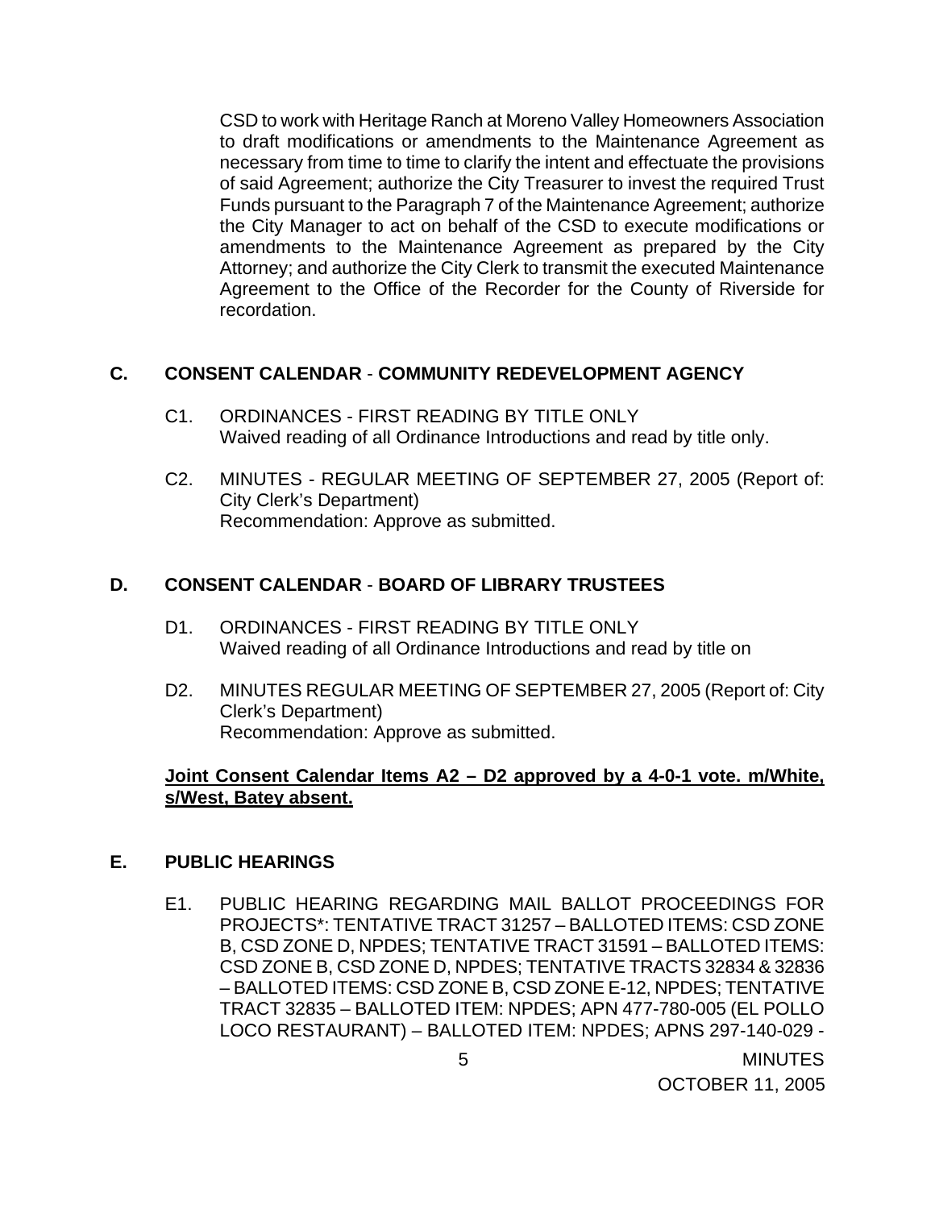CSD to work with Heritage Ranch at Moreno Valley Homeowners Association to draft modifications or amendments to the Maintenance Agreement as necessary from time to time to clarify the intent and effectuate the provisions of said Agreement; authorize the City Treasurer to invest the required Trust Funds pursuant to the Paragraph 7 of the Maintenance Agreement; authorize the City Manager to act on behalf of the CSD to execute modifications or amendments to the Maintenance Agreement as prepared by the City Attorney; and authorize the City Clerk to transmit the executed Maintenance Agreement to the Office of the Recorder for the County of Riverside for recordation.

## C. CONSENT CALENDAR - COMMUNITY REDEVELOPMENT AGENCY

C1. ORDINANCES - FIRST READING BY TITLE ONLY
Waived reading of all Ordinance Introductions and read by title only.

C2. MINUTES - REGULAR MEETING OF SEPTEMBER 27, 2005 (Report of: City Clerk's Department)
Recommendation: Approve as submitted.

## D. CONSENT CALENDAR - BOARD OF LIBRARY TRUSTEES

D1. ORDINANCES - FIRST READING BY TITLE ONLY
Waived reading of all Ordinance Introductions and read by title on

D2. MINUTES REGULAR MEETING OF SEPTEMBER 27, 2005 (Report of: City Clerk's Department)
Recommendation: Approve as submitted.

**Joint Consent Calendar Items A2 – D2 approved by a 4-0-1 vote. m/White, s/West, Batey absent.**

## E. PUBLIC HEARINGS

E1. PUBLIC HEARING REGARDING MAIL BALLOT PROCEEDINGS FOR PROJECTS*: TENTATIVE TRACT 31257 – BALLOTED ITEMS: CSD ZONE B, CSD ZONE D, NPDES; TENTATIVE TRACT 31591 – BALLOTED ITEMS: CSD ZONE B, CSD ZONE D, NPDES; TENTATIVE TRACTS 32834 & 32836 – BALLOTED ITEMS: CSD ZONE B, CSD ZONE E-12, NPDES; TENTATIVE TRACT 32835 – BALLOTED ITEM: NPDES; APN 477-780-005 (EL POLLO LOCO RESTAURANT) – BALLOTED ITEM: NPDES; APNS 297-140-029 -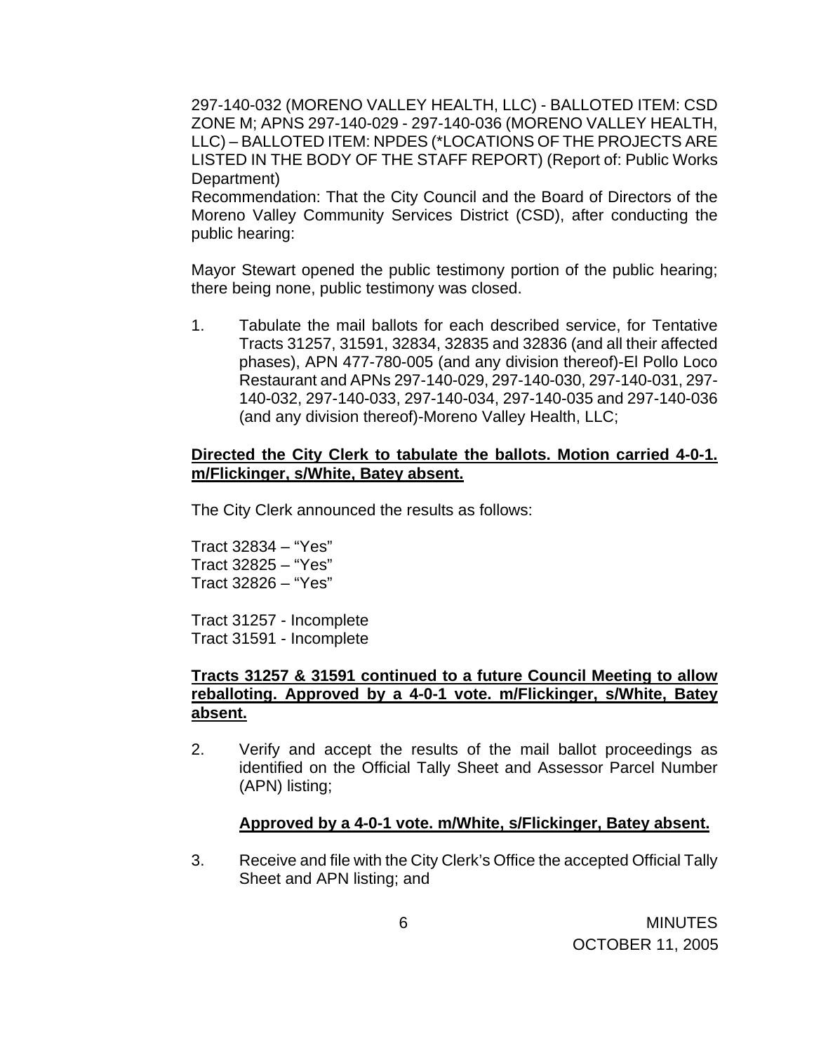297-140-032 (MORENO VALLEY HEALTH, LLC) - BALLOTED ITEM: CSD ZONE M; APNS 297-140-029 - 297-140-036 (MORENO VALLEY HEALTH, LLC) – BALLOTED ITEM: NPDES (*LOCATIONS OF THE PROJECTS ARE LISTED IN THE BODY OF THE STAFF REPORT) (Report of: Public Works Department)

Recommendation: That the City Council and the Board of Directors of the Moreno Valley Community Services District (CSD), after conducting the public hearing:

Mayor Stewart opened the public testimony portion of the public hearing; there being none, public testimony was closed.

1. Tabulate the mail ballots for each described service, for Tentative Tracts 31257, 31591, 32834, 32835 and 32836 (and all their affected phases), APN 477-780-005 (and any division thereof)-El Pollo Loco Restaurant and APNs 297-140-029, 297-140-030, 297-140-031, 297-140-032, 297-140-033, 297-140-034, 297-140-035 and 297-140-036 (and any division thereof)-Moreno Valley Health, LLC;

**Directed the City Clerk to tabulate the ballots. Motion carried 4-0-1. m/Flickinger, s/White, Batey absent.**

The City Clerk announced the results as follows:

Tract 32834 – “Yes”
Tract 32825 – “Yes”
Tract 32826 – “Yes”

Tract 31257 - Incomplete
Tract 31591 - Incomplete

**Tracts 31257 & 31591 continued to a future Council Meeting to allow reballoting. Approved by a 4-0-1 vote. m/Flickinger, s/White, Batey absent.**

2. Verify and accept the results of the mail ballot proceedings as identified on the Official Tally Sheet and Assessor Parcel Number (APN) listing;

   **Approved by a 4-0-1 vote. m/White, s/Flickinger, Batey absent.**

3. Receive and file with the City Clerk’s Office the accepted Official Tally Sheet and APN listing; and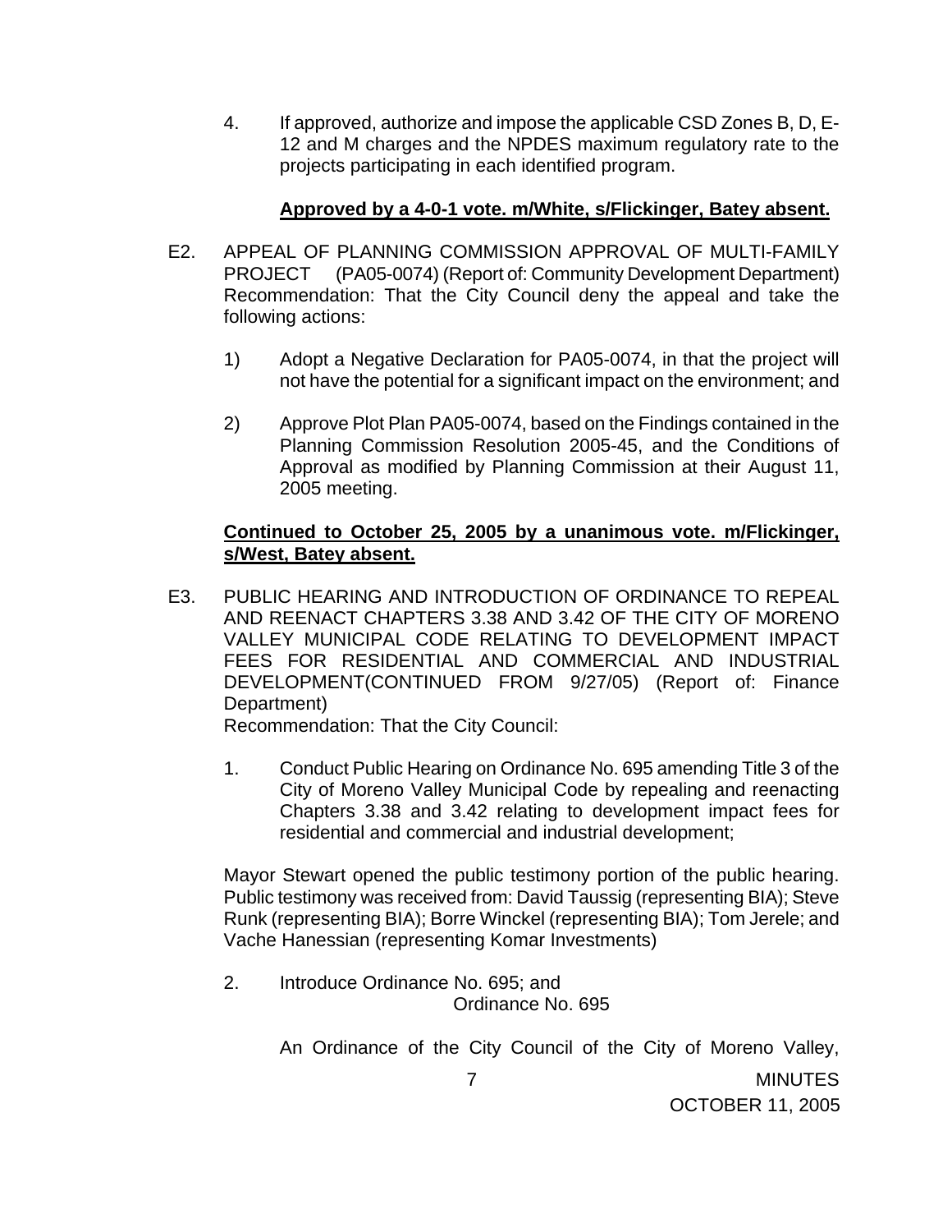4. If approved, authorize and impose the applicable CSD Zones B, D, E-12 and M charges and the NPDES maximum regulatory rate to the projects participating in each identified program.

**Approved by a 4-0-1 vote. m/White, s/Flickinger, Batey absent.**

E2. APPEAL OF PLANNING COMMISSION APPROVAL OF MULTI-FAMILY PROJECT (PA05-0074) (Report of: Community Development Department) Recommendation: That the City Council deny the appeal and take the following actions:

1) Adopt a Negative Declaration for PA05-0074, in that the project will not have the potential for a significant impact on the environment; and

2) Approve Plot Plan PA05-0074, based on the Findings contained in the Planning Commission Resolution 2005-45, and the Conditions of Approval as modified by Planning Commission at their August 11, 2005 meeting.

**Continued to October 25, 2005 by a unanimous vote. m/Flickinger, s/West, Batey absent.**

E3. PUBLIC HEARING AND INTRODUCTION OF ORDINANCE TO REPEAL AND REENACT CHAPTERS 3.38 AND 3.42 OF THE CITY OF MORENO VALLEY MUNICIPAL CODE RELATING TO DEVELOPMENT IMPACT FEES FOR RESIDENTIAL AND COMMERCIAL AND INDUSTRIAL DEVELOPMENT(CONTINUED FROM 9/27/05) (Report of: Finance Department)
Recommendation: That the City Council:

1. Conduct Public Hearing on Ordinance No. 695 amending Title 3 of the City of Moreno Valley Municipal Code by repealing and reenacting Chapters 3.38 and 3.42 relating to development impact fees for residential and commercial and industrial development;

Mayor Stewart opened the public testimony portion of the public hearing. Public testimony was received from: David Taussig (representing BIA); Steve Runk (representing BIA); Borre Winckel (representing BIA); Tom Jerele; and Vache Hanessian (representing Komar Investments)

2. Introduce Ordinance No. 695; and

Ordinance No. 695

An Ordinance of the City Council of the City of Moreno Valley,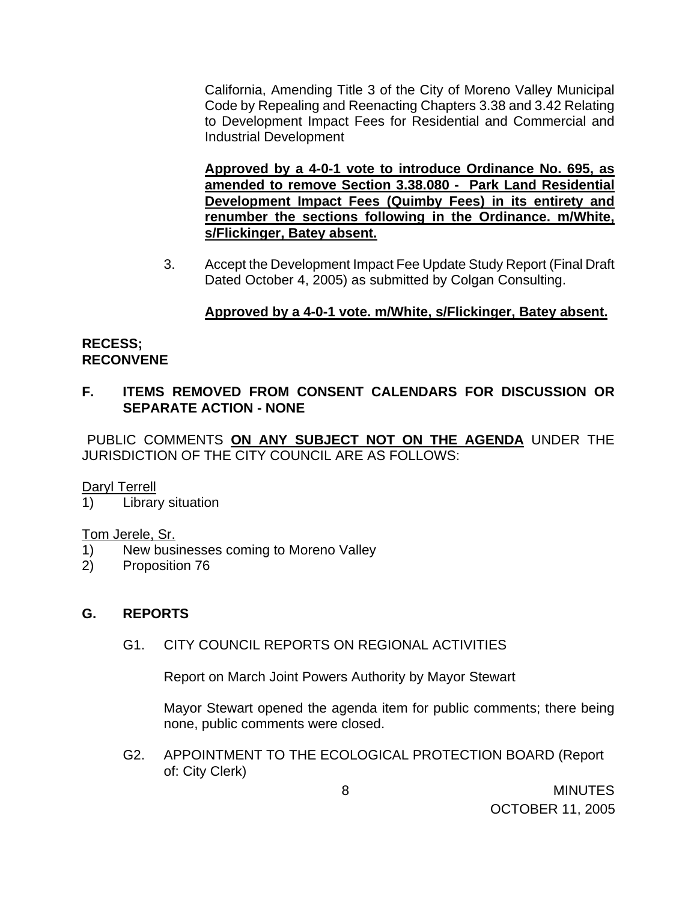California, Amending Title 3 of the City of Moreno Valley Municipal Code by Repealing and Reenacting Chapters 3.38 and 3.42 Relating to Development Impact Fees for Residential and Commercial and Industrial Development

**Approved by a 4-0-1 vote to introduce Ordinance No. 695, as amended to remove Section 3.38.080 - Park Land Residential Development Impact Fees (Quimby Fees) in its entirety and renumber the sections following in the Ordinance. m/White, s/Flickinger, Batey absent.**

3. Accept the Development Impact Fee Update Study Report (Final Draft Dated October 4, 2005) as submitted by Colgan Consulting.

   **Approved by a 4-0-1 vote. m/White, s/Flickinger, Batey absent.**

**RECESS;**
**RECONVENE**

## F. ITEMS REMOVED FROM CONSENT CALENDARS FOR DISCUSSION OR SEPARATE ACTION - NONE

PUBLIC COMMENTS **ON ANY SUBJECT NOT ON THE AGENDA** UNDER THE JURISDICTION OF THE CITY COUNCIL ARE AS FOLLOWS:

Daryl Terrell
1) Library situation

Tom Jerele, Sr.
1) New businesses coming to Moreno Valley
2) Proposition 76

## G. REPORTS

G1. CITY COUNCIL REPORTS ON REGIONAL ACTIVITIES

Report on March Joint Powers Authority by Mayor Stewart

Mayor Stewart opened the agenda item for public comments; there being none, public comments were closed.

G2. APPOINTMENT TO THE ECOLOGICAL PROTECTION BOARD (Report of: City Clerk)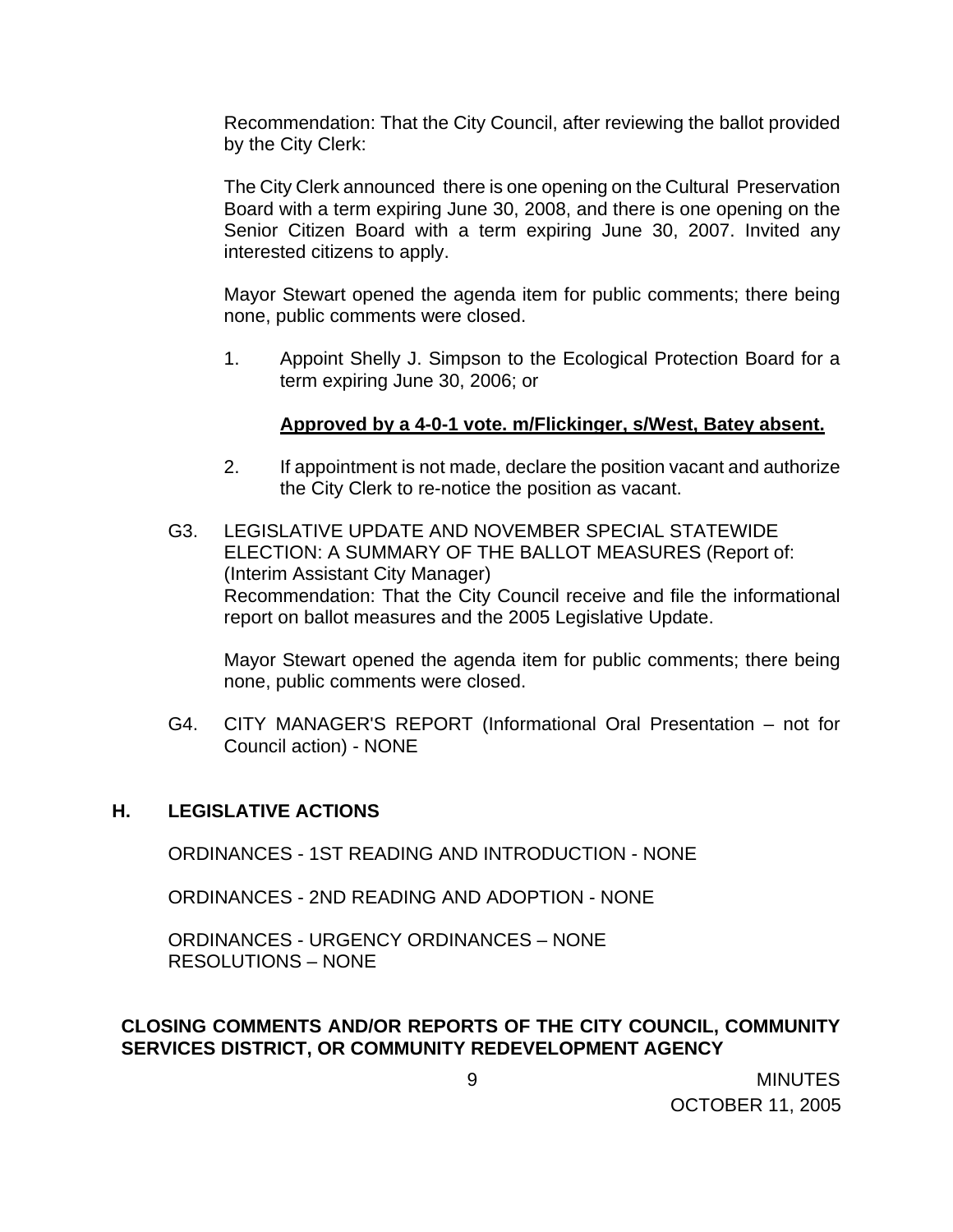Recommendation: That the City Council, after reviewing the ballot provided by the City Clerk:

The City Clerk announced there is one opening on the Cultural Preservation Board with a term expiring June 30, 2008, and there is one opening on the Senior Citizen Board with a term expiring June 30, 2007. Invited any interested citizens to apply.

Mayor Stewart opened the agenda item for public comments; there being none, public comments were closed.

1. Appoint Shelly J. Simpson to the Ecological Protection Board for a term expiring June 30, 2006; or

   **Approved by a 4-0-1 vote. m/Flickinger, s/West, Batey absent.**

2. If appointment is not made, declare the position vacant and authorize the City Clerk to re-notice the position as vacant.

G3. LEGISLATIVE UPDATE AND NOVEMBER SPECIAL STATEWIDE ELECTION: A SUMMARY OF THE BALLOT MEASURES (Report of: (Interim Assistant City Manager)
Recommendation: That the City Council receive and file the informational report on ballot measures and the 2005 Legislative Update.

Mayor Stewart opened the agenda item for public comments; there being none, public comments were closed.

G4. CITY MANAGER'S REPORT (Informational Oral Presentation – not for Council action) - NONE

## H. LEGISLATIVE ACTIONS

ORDINANCES - 1ST READING AND INTRODUCTION - NONE

ORDINANCES - 2ND READING AND ADOPTION - NONE

ORDINANCES - URGENCY ORDINANCES – NONE
RESOLUTIONS – NONE

## CLOSING COMMENTS AND/OR REPORTS OF THE CITY COUNCIL, COMMUNITY SERVICES DISTRICT, OR COMMUNITY REDEVELOPMENT AGENCY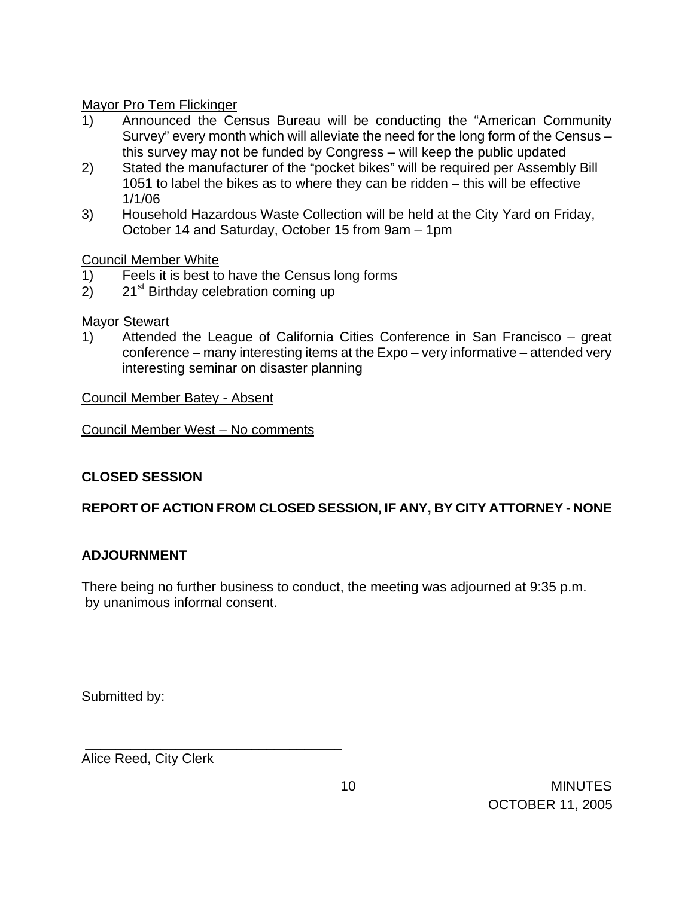Mayor Pro Tem Flickinger

1) Announced the Census Bureau will be conducting the "American Community Survey" every month which will alleviate the need for the long form of the Census – this survey may not be funded by Congress – will keep the public updated
2) Stated the manufacturer of the "pocket bikes" will be required per Assembly Bill 1051 to label the bikes as to where they can be ridden – this will be effective 1/1/06
3) Household Hazardous Waste Collection will be held at the City Yard on Friday, October 14 and Saturday, October 15 from 9am – 1pm

Council Member White

1) Feels it is best to have the Census long forms
2) 21st Birthday celebration coming up

Mayor Stewart

1) Attended the League of California Cities Conference in San Francisco – great conference – many interesting items at the Expo – very informative – attended very interesting seminar on disaster planning

Council Member Batey - Absent

Council Member West – No comments

**CLOSED SESSION**

**REPORT OF ACTION FROM CLOSED SESSION, IF ANY, BY CITY ATTORNEY - NONE**

**ADJOURNMENT**

There being no further business to conduct, the meeting was adjourned at 9:35 p.m. by unanimous informal consent.

Submitted by:

\_\_\_\_\_\_\_\_\_\_\_\_\_\_\_\_\_\_\_\_\_\_\_\_\_\_\_\_\_\_\_\_\_\_\_\_

Alice Reed, City Clerk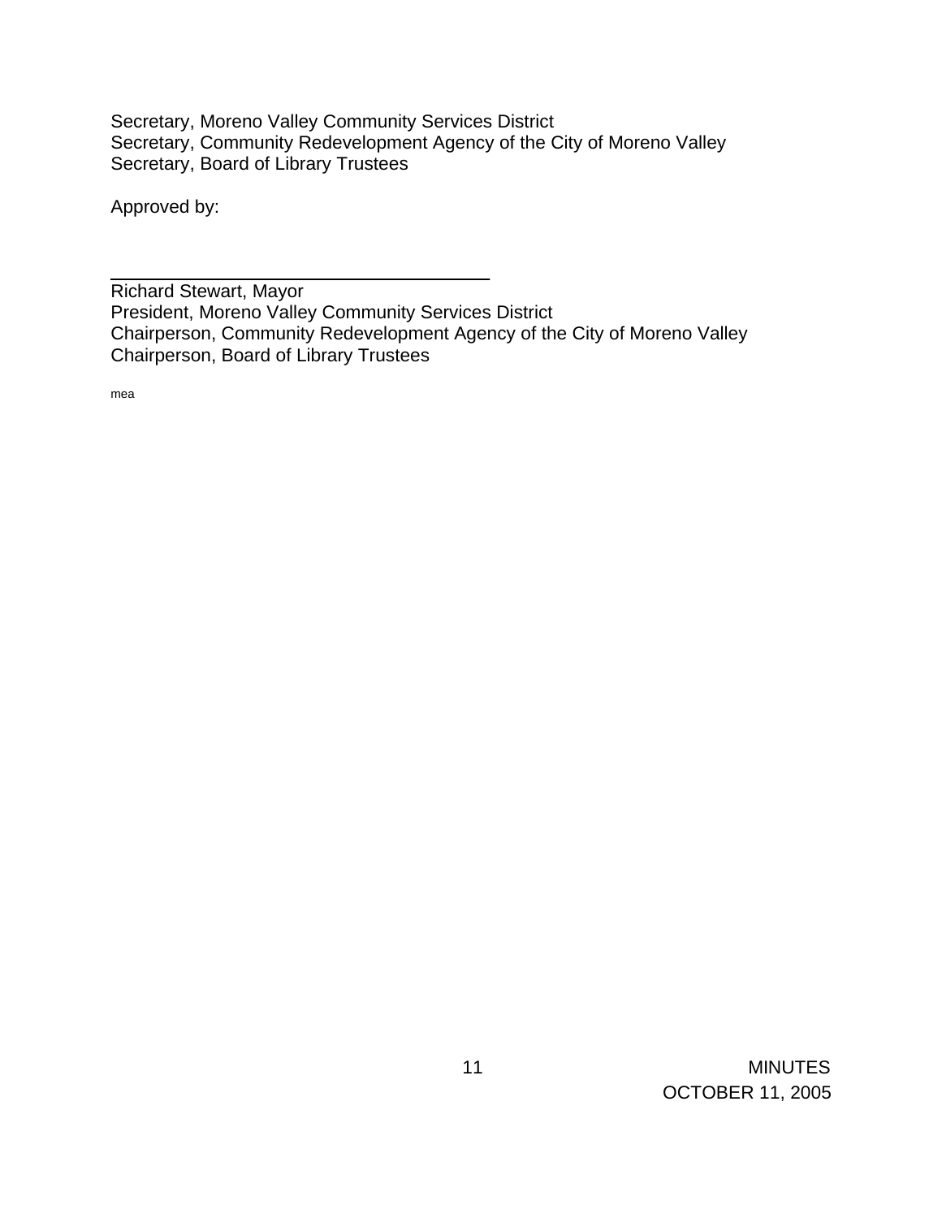Secretary, Moreno Valley Community Services District
Secretary, Community Redevelopment Agency of the City of Moreno Valley
Secretary, Board of Library Trustees

Approved by:

\_\_\_\_\_\_\_\_\_\_\_\_\_\_\_\_\_\_\_\_\_\_\_\_\_\_\_\_\_\_\_\_\_\_\_\_\_\_\_\_

Richard Stewart, Mayor
President, Moreno Valley Community Services District
Chairperson, Community Redevelopment Agency of the City of Moreno Valley
Chairperson, Board of Library Trustees

mea